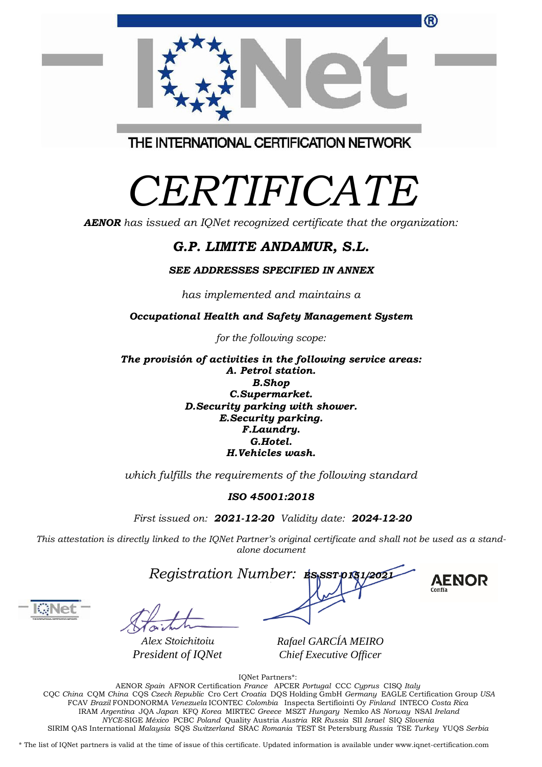THE INTERNATIONAL CERTIFICATION NETWORK

# CERTIFICATE

***AENOR*** *has issued an IQNet recognized certificate that the organization:*

## *G.P. LIMITE ANDAMUR, S.L.*

***SEE ADDRESSES SPECIFIED IN ANNEX***

*has implemented and maintains a*

***Occupational Health and Safety Management System***

*for the following scope:*

***The provisión of activities in the following service areas:***
***A. Petrol station.***
***B.Shop***
***C.Supermarket.***
***D.Security parking with shower.***
***E.Security parking.***
***F.Laundry.***
***G.Hotel.***
***H.Vehicles wash.***

*which fulfills the requirements of the following standard*

***ISO 45001:2018***

*First issued on:* ***2021-12-20*** *Validity date:* ***2024-12-20***

*This attestation is directly linked to the IQNet Partner's original certificate and shall not be used as a stand-alone document*

*Registration Number:* ***ES-SST-0151/2021***

AENOR Confía

*Alex Stoichitoiu*
*President of IQNet*

*Rafael GARCÍA MEIRO*
*Chief Executive Officer*

IQNet Partners*:

AENOR *Spain* AFNOR Certification *France* APCER *Portugal* CCC *Cyprus* CISQ *Italy*
CQC *China* CQM *China* CQS *Czech Republic* Cro Cert *Croatia* DQS Holding GmbH *Germany* EAGLE Certification Group *USA*
FCAV *Brazil* FONDONORMA *Venezuela* ICONTEC *Colombia* Inspecta Sertifiointi Oy *Finland* INTECO *Costa Rica*
IRAM *Argentina* JQA *Japan* KFQ *Korea* MIRTEC *Greece* MSZT *Hungary* Nemko AS *Norway* NSAI *Ireland*
*NYCE*-SIGE *México* PCBC *Poland* Quality Austria *Austria* RR *Russia* SII *Israel* SIQ *Slovenia*
SIRIM QAS International *Malaysia* SQS *Switzerland* SRAC *Romania* TEST St Petersburg *Russia* TSE *Turkey* YUQS *Serbia*

* The list of IQNet partners is valid at the time of issue of this certificate. Updated information is available under www.iqnet-certification.com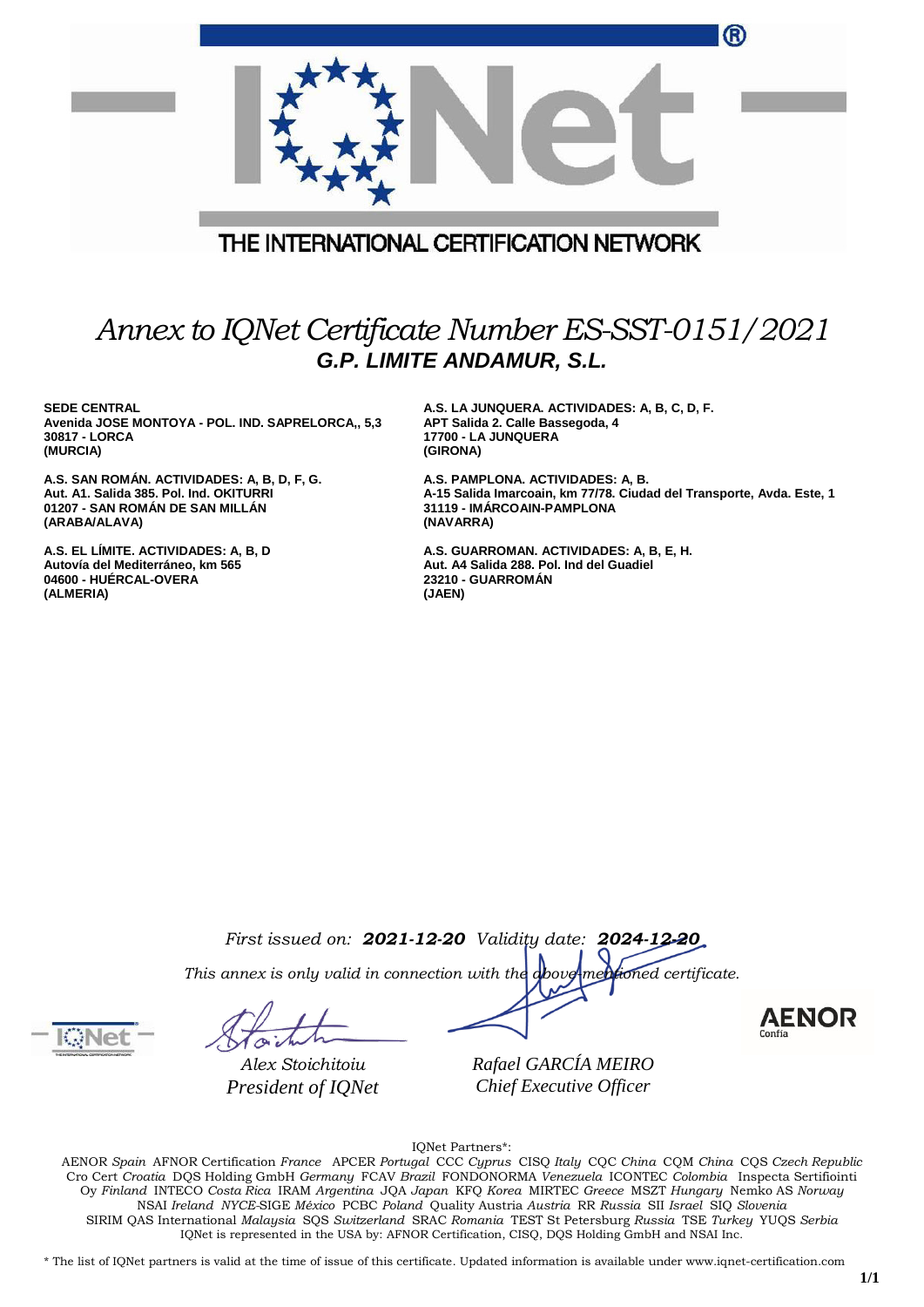THE INTERNATIONAL CERTIFICATION NETWORK

# *Annex to IQNet Certificate Number ES-SST-0151/2021*

## ***G.P. LIMITE ANDAMUR, S.L.***

**SEDE CENTRAL**
**Avenida JOSE MONTOYA - POL. IND. SAPRELORCA,, 5,3**
**30817 - LORCA**
**(MURCIA)**

**A.S. SAN ROMÁN. ACTIVIDADES: A, B, D, F, G.**
**Aut. A1. Salida 385. Pol. Ind. OKITURRI**
**01207 - SAN ROMÁN DE SAN MILLÁN**
**(ARABA/ALAVA)**

**A.S. EL LÍMITE. ACTIVIDADES: A, B, D**
**Autovía del Mediterráneo, km 565**
**04600 - HUÉRCAL-OVERA**
**(ALMERIA)**

**A.S. LA JUNQUERA. ACTIVIDADES: A, B, C, D, F.**
**APT Salida 2. Calle Bassegoda, 4**
**17700 - LA JUNQUERA**
**(GIRONA)**

**A.S. PAMPLONA. ACTIVIDADES: A, B.**
**A-15 Salida Imarcoain, km 77/78. Ciudad del Transporte, Avda. Este, 1**
**31119 - IMÁRCOAIN-PAMPLONA**
**(NAVARRA)**

**A.S. GUARROMAN. ACTIVIDADES: A, B, E, H.**
**Aut. A4 Salida 288. Pol. Ind del Guadiel**
**23210 - GUARROMÁN**
**(JAEN)**

*First issued on:* ***2021-12-20*** *Validity date:* ***2024-12-20***

*This annex is only valid in connection with the above-mentioned certificate.*

*Alex Stoichitoiu*
*President of IQNet*

*Rafael GARCÍA MEIRO*
*Chief Executive Officer*

AENOR
Confía

IQNet Partners*:

AENOR *Spain* AFNOR Certification *France* APCER *Portugal* CCC *Cyprus* CISQ *Italy* CQC *China* CQM *China* CQS *Czech Republic* Cro Cert *Croatia* DQS Holding GmbH *Germany* FCAV *Brazil* FONDONORMA *Venezuela* ICONTEC *Colombia* Inspecta Sertifiointi Oy *Finland* INTECO *Costa Rica* IRAM *Argentina* JQA *Japan* KFQ *Korea* MIRTEC *Greece* MSZT *Hungary* Nemko AS *Norway* NSAI *Ireland* *NYCE*-SIGE *México* PCBC *Poland* Quality Austria *Austria* RR *Russia* SII *Israel* SIQ *Slovenia* SIRIM QAS International *Malaysia* SQS *Switzerland* SRAC *Romania* TEST St Petersburg *Russia* TSE *Turkey* YUQS *Serbia*
IQNet is represented in the USA by: AFNOR Certification, CISQ, DQS Holding GmbH and NSAI Inc.

\* The list of IQNet partners is valid at the time of issue of this certificate. Updated information is available under www.iqnet-certification.com